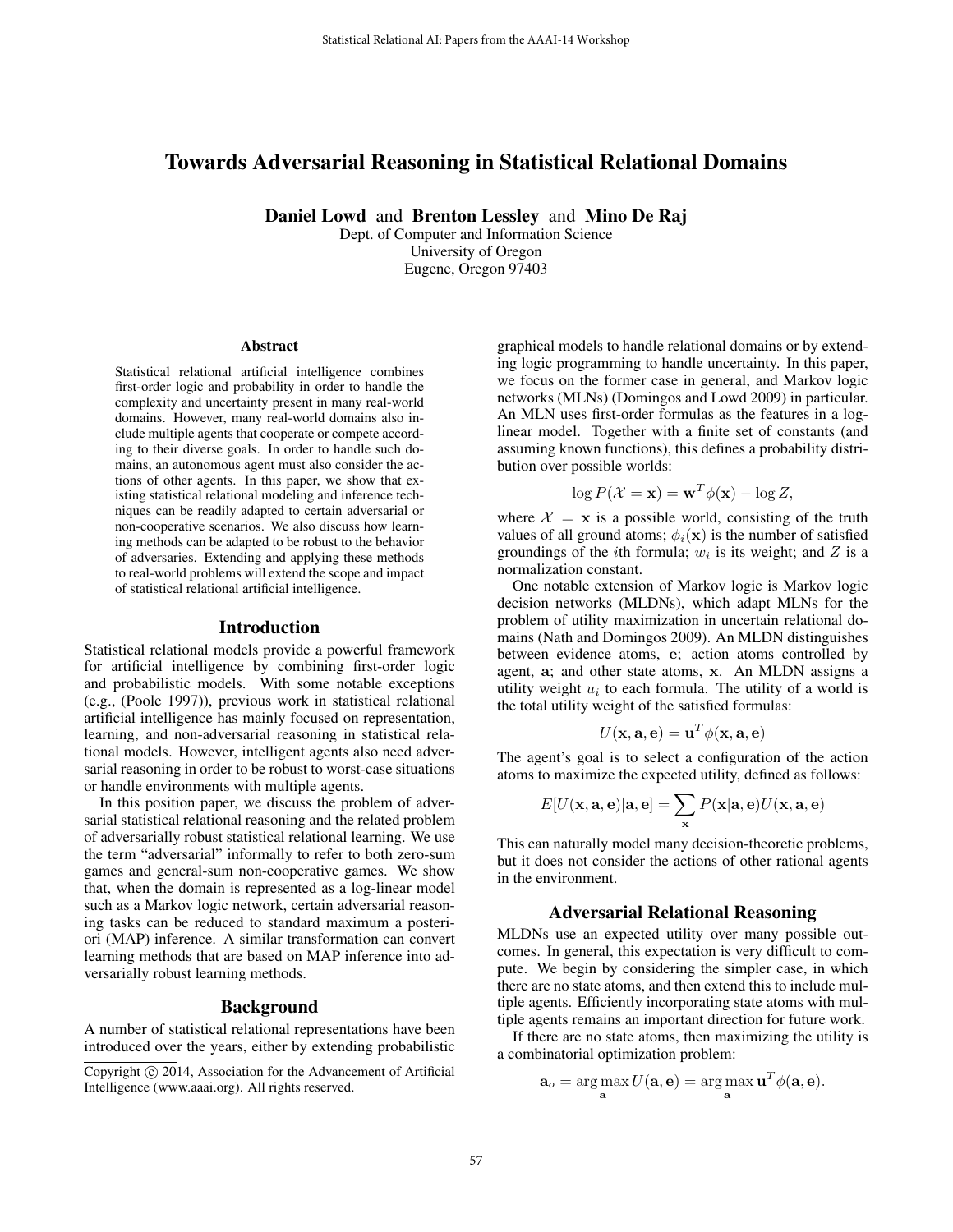# Towards Adversarial Reasoning in Statistical Relational Domains

**Daniel Lowd** and **Brenton Lessley** and **Mino De Raj**

Dept. of Computer and Information Science
University of Oregon
Eugene, Oregon 97403

## Abstract

Statistical relational artificial intelligence combines first-order logic and probability in order to handle the complexity and uncertainty present in many real-world domains. However, many real-world domains also include multiple agents that cooperate or compete according to their diverse goals. In order to handle such domains, an autonomous agent must also consider the actions of other agents. In this paper, we show that existing statistical relational modeling and inference techniques can be readily adapted to certain adversarial or non-cooperative scenarios. We also discuss how learning methods can be adapted to be robust to the behavior of adversaries. Extending and applying these methods to real-world problems will extend the scope and impact of statistical relational artificial intelligence.

## Introduction

Statistical relational models provide a powerful framework for artificial intelligence by combining first-order logic and probabilistic models. With some notable exceptions (e.g., (Poole 1997)), previous work in statistical relational artificial intelligence has mainly focused on representation, learning, and non-adversarial reasoning in statistical relational models. However, intelligent agents also need adversarial reasoning in order to be robust to worst-case situations or handle environments with multiple agents.

In this position paper, we discuss the problem of adversarial statistical relational reasoning and the related problem of adversarially robust statistical relational learning. We use the term "adversarial" informally to refer to both zero-sum games and general-sum non-cooperative games. We show that, when the domain is represented as a log-linear model such as a Markov logic network, certain adversarial reasoning tasks can be reduced to standard maximum a posteriori (MAP) inference. A similar transformation can convert learning methods that are based on MAP inference into adversarially robust learning methods.

## Background

A number of statistical relational representations have been introduced over the years, either by extending probabilistic graphical models to handle relational domains or by extending logic programming to handle uncertainty. In this paper, we focus on the former case in general, and Markov logic networks (MLNs) (Domingos and Lowd 2009) in particular. An MLN uses first-order formulas as the features in a log-linear model. Together with a finite set of constants (and assuming known functions), this defines a probability distribution over possible worlds:

$$\log P(\mathcal{X} = \mathbf{x}) = \mathbf{w}^T \phi(\mathbf{x}) - \log Z,$$

where $\mathcal{X} = \mathbf{x}$ is a possible world, consisting of the truth values of all ground atoms; $\phi_i(\mathbf{x})$ is the number of satisfied groundings of the $i$th formula; $w_i$ is its weight; and $Z$ is a normalization constant.

One notable extension of Markov logic is Markov logic decision networks (MLDNs), which adapt MLNs for the problem of utility maximization in uncertain relational domains (Nath and Domingos 2009). An MLDN distinguishes between evidence atoms, $\mathbf{e}$; action atoms controlled by agent, $\mathbf{a}$; and other state atoms, $\mathbf{x}$. An MLDN assigns a utility weight $u_i$ to each formula. The utility of a world is the total utility weight of the satisfied formulas:

$$U(\mathbf{x}, \mathbf{a}, \mathbf{e}) = \mathbf{u}^T \phi(\mathbf{x}, \mathbf{a}, \mathbf{e})$$

The agent's goal is to select a configuration of the action atoms to maximize the expected utility, defined as follows:

$$E[U(\mathbf{x}, \mathbf{a}, \mathbf{e}) | \mathbf{a}, \mathbf{e}] = \sum_{\mathbf{x}} P(\mathbf{x} | \mathbf{a}, \mathbf{e}) U(\mathbf{x}, \mathbf{a}, \mathbf{e})$$

This can naturally model many decision-theoretic problems, but it does not consider the actions of other rational agents in the environment.

## Adversarial Relational Reasoning

MLDNs use an expected utility over many possible outcomes. In general, this expectation is very difficult to compute. We begin by considering the simpler case, in which there are no state atoms, and then extend this to include multiple agents. Efficiently incorporating state atoms with multiple agents remains an important direction for future work.

If there are no state atoms, then maximizing the utility is a combinatorial optimization problem:

$$\mathbf{a}_o = \arg\max_{\mathbf{a}} U(\mathbf{a}, \mathbf{e}) = \arg\max_{\mathbf{a}} \mathbf{u}^T \phi(\mathbf{a}, \mathbf{e}).$$

Copyright © 2014, Association for the Advancement of Artificial Intelligence (www.aaai.org). All rights reserved.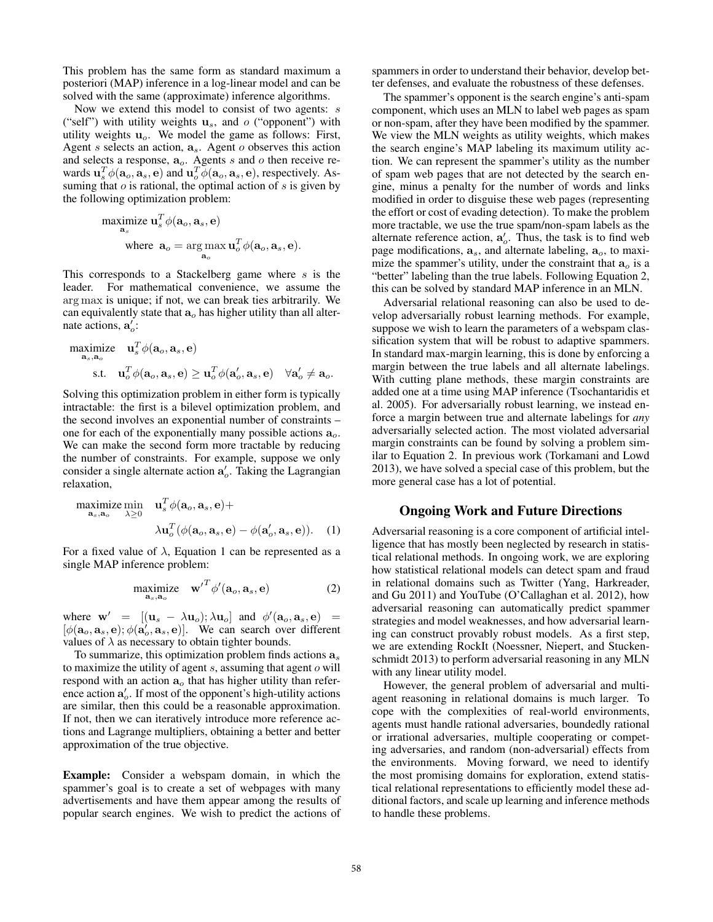This problem has the same form as standard maximum a posteriori (MAP) inference in a log-linear model and can be solved with the same (approximate) inference algorithms.

Now we extend this model to consist of two agents: $s$ ("self") with utility weights $\mathbf{u}_s$, and $o$ ("opponent") with utility weights $\mathbf{u}_o$. We model the game as follows: First, Agent $s$ selects an action, $\mathbf{a}_s$. Agent $o$ observes this action and selects a response, $\mathbf{a}_o$. Agents $s$ and $o$ then receive rewards $\mathbf{u}_s^T \phi(\mathbf{a}_o, \mathbf{a}_s, \mathbf{e})$ and $\mathbf{u}_o^T \phi(\mathbf{a}_o, \mathbf{a}_s, \mathbf{e})$, respectively. Assuming that $o$ is rational, the optimal action of $s$ is given by the following optimization problem:

$$\underset{\mathbf{a}_s}{\text{maximize}}\ \mathbf{u}_s^T \phi(\mathbf{a}_o, \mathbf{a}_s, \mathbf{e})$$
$$\text{where}\ \ \mathbf{a}_o = \arg\max_{\mathbf{a}_o} \mathbf{u}_o^T \phi(\mathbf{a}_o, \mathbf{a}_s, \mathbf{e}).$$

This corresponds to a Stackelberg game where $s$ is the leader. For mathematical convenience, we assume the $\arg\max$ is unique; if not, we can break ties arbitrarily. We can equivalently state that $\mathbf{a}_o$ has higher utility than all alternate actions, $\mathbf{a}'_o$:

$$\underset{\mathbf{a}_s, \mathbf{a}_o}{\text{maximize}} \quad \mathbf{u}_s^T \phi(\mathbf{a}_o, \mathbf{a}_s, \mathbf{e})$$
$$\text{s.t.} \quad \mathbf{u}_o^T \phi(\mathbf{a}_o, \mathbf{a}_s, \mathbf{e}) \geq \mathbf{u}_o^T \phi(\mathbf{a}'_o, \mathbf{a}_s, \mathbf{e}) \quad \forall \mathbf{a}'_o \neq \mathbf{a}_o.$$

Solving this optimization problem in either form is typically intractable: the first is a bilevel optimization problem, and the second involves an exponential number of constraints – one for each of the exponentially many possible actions $\mathbf{a}_o$. We can make the second form more tractable by reducing the number of constraints. For example, suppose we only consider a single alternate action $\mathbf{a}'_o$. Taking the Lagrangian relaxation,

$$\underset{\mathbf{a}_s, \mathbf{a}_o}{\text{maximize}} \min_{\lambda \geq 0} \quad \mathbf{u}_s^T \phi(\mathbf{a}_o, \mathbf{a}_s, \mathbf{e}) + \lambda \mathbf{u}_o^T (\phi(\mathbf{a}_o, \mathbf{a}_s, \mathbf{e}) - \phi(\mathbf{a}'_o, \mathbf{a}_s, \mathbf{e})). \quad (1)$$

For a fixed value of $\lambda$, Equation 1 can be represented as a single MAP inference problem:

$$\underset{\mathbf{a}_s, \mathbf{a}_o}{\text{maximize}} \quad \mathbf{w}'^T \phi'(\mathbf{a}_o, \mathbf{a}_s, \mathbf{e}) \quad (2)$$

where $\mathbf{w}' = [(\mathbf{u}_s - \lambda \mathbf{u}_o); \lambda \mathbf{u}_o]$ and $\phi'(\mathbf{a}_o, \mathbf{a}_s, \mathbf{e}) = [\phi(\mathbf{a}_o, \mathbf{a}_s, \mathbf{e}); \phi(\mathbf{a}'_o, \mathbf{a}_s, \mathbf{e})]$. We can search over different values of $\lambda$ as necessary to obtain tighter bounds.

To summarize, this optimization problem finds actions $\mathbf{a}_s$ to maximize the utility of agent $s$, assuming that agent $o$ will respond with an action $\mathbf{a}_o$ that has higher utility than reference action $\mathbf{a}'_o$. If most of the opponent's high-utility actions are similar, then this could be a reasonable approximation. If not, then we can iteratively introduce more reference actions and Lagrange multipliers, obtaining a better and better approximation of the true objective.

**Example:** Consider a webspam domain, in which the spammer's goal is to create a set of webpages with many advertisements and have them appear among the results of popular search engines. We wish to predict the actions of spammers in order to understand their behavior, develop better defenses, and evaluate the robustness of these defenses.

The spammer's opponent is the search engine's anti-spam component, which uses an MLN to label web pages as spam or non-spam, after they have been modified by the spammer. We view the MLN weights as utility weights, which makes the search engine's MAP labeling its maximum utility action. We can represent the spammer's utility as the number of spam web pages that are not detected by the search engine, minus a penalty for the number of words and links modified in order to disguise these web pages (representing the effort or cost of evading detection). To make the problem more tractable, we use the true spam/non-spam labels as the alternate reference action, $\mathbf{a}'_o$. Thus, the task is to find web page modifications, $\mathbf{a}_s$, and alternate labeling, $\mathbf{a}_o$, to maximize the spammer's utility, under the constraint that $\mathbf{a}_o$ is a "better" labeling than the true labels. Following Equation 2, this can be solved by standard MAP inference in an MLN.

Adversarial relational reasoning can also be used to develop adversarially robust learning methods. For example, suppose we wish to learn the parameters of a webspam classification system that will be robust to adaptive spammers. In standard max-margin learning, this is done by enforcing a margin between the true labels and all alternate labelings. With cutting plane methods, these margin constraints are added one at a time using MAP inference (Tsochantaridis et al. 2005). For adversarially robust learning, we instead enforce a margin between true and alternate labelings for *any* adversarially selected action. The most violated adversarial margin constraints can be found by solving a problem similar to Equation 2. In previous work (Torkamani and Lowd 2013), we have solved a special case of this problem, but the more general case has a lot of potential.

## Ongoing Work and Future Directions

Adversarial reasoning is a core component of artificial intelligence that has mostly been neglected by research in statistical relational methods. In ongoing work, we are exploring how statistical relational models can detect spam and fraud in relational domains such as Twitter (Yang, Harkreader, and Gu 2011) and YouTube (O'Callaghan et al. 2012), how adversarial reasoning can automatically predict spammer strategies and model weaknesses, and how adversarial learning can construct provably robust models. As a first step, we are extending RockIt (Noessner, Niepert, and Stuckenschmidt 2013) to perform adversarial reasoning in any MLN with any linear utility model.

However, the general problem of adversarial and multi-agent reasoning in relational domains is much larger. To cope with the complexities of real-world environments, agents must handle rational adversaries, boundedly rational or irrational adversaries, multiple cooperating or competing adversaries, and random (non-adversarial) effects from the environments. Moving forward, we need to identify the most promising domains for exploration, extend statistical relational representations to efficiently model these additional factors, and scale up learning and inference methods to handle these problems.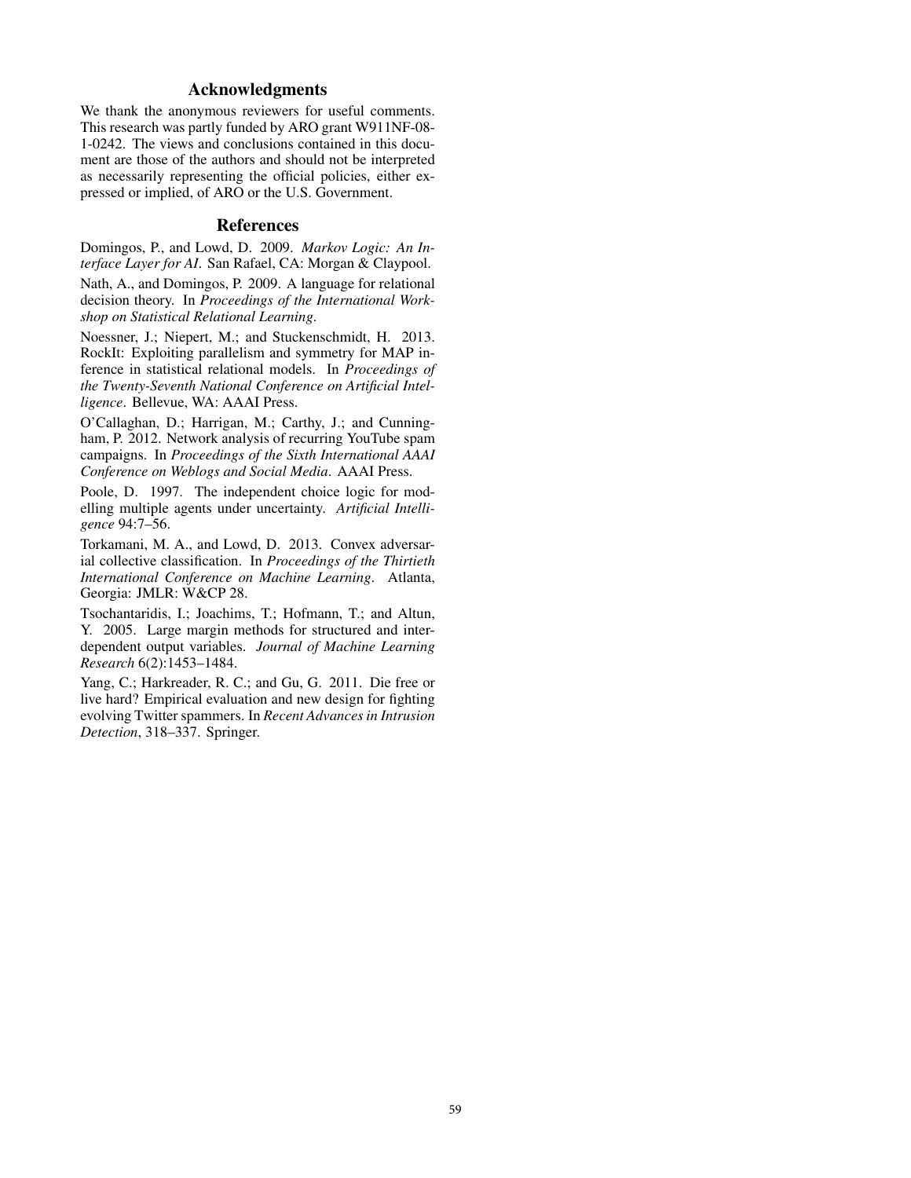## Acknowledgments

We thank the anonymous reviewers for useful comments. This research was partly funded by ARO grant W911NF-08-1-0242. The views and conclusions contained in this document are those of the authors and should not be interpreted as necessarily representing the official policies, either expressed or implied, of ARO or the U.S. Government.

## References

Domingos, P., and Lowd, D. 2009. *Markov Logic: An Interface Layer for AI*. San Rafael, CA: Morgan & Claypool.

Nath, A., and Domingos, P. 2009. A language for relational decision theory. In *Proceedings of the International Workshop on Statistical Relational Learning*.

Noessner, J.; Niepert, M.; and Stuckenschmidt, H. 2013. RockIt: Exploiting parallelism and symmetry for MAP inference in statistical relational models. In *Proceedings of the Twenty-Seventh National Conference on Artificial Intelligence*. Bellevue, WA: AAAI Press.

O'Callaghan, D.; Harrigan, M.; Carthy, J.; and Cunningham, P. 2012. Network analysis of recurring YouTube spam campaigns. In *Proceedings of the Sixth International AAAI Conference on Weblogs and Social Media*. AAAI Press.

Poole, D. 1997. The independent choice logic for modelling multiple agents under uncertainty. *Artificial Intelligence* 94:7–56.

Torkamani, M. A., and Lowd, D. 2013. Convex adversarial collective classification. In *Proceedings of the Thirtieth International Conference on Machine Learning*. Atlanta, Georgia: JMLR: W&CP 28.

Tsochantaridis, I.; Joachims, T.; Hofmann, T.; and Altun, Y. 2005. Large margin methods for structured and interdependent output variables. *Journal of Machine Learning Research* 6(2):1453–1484.

Yang, C.; Harkreader, R. C.; and Gu, G. 2011. Die free or live hard? Empirical evaluation and new design for fighting evolving Twitter spammers. In *Recent Advances in Intrusion Detection*, 318–337. Springer.